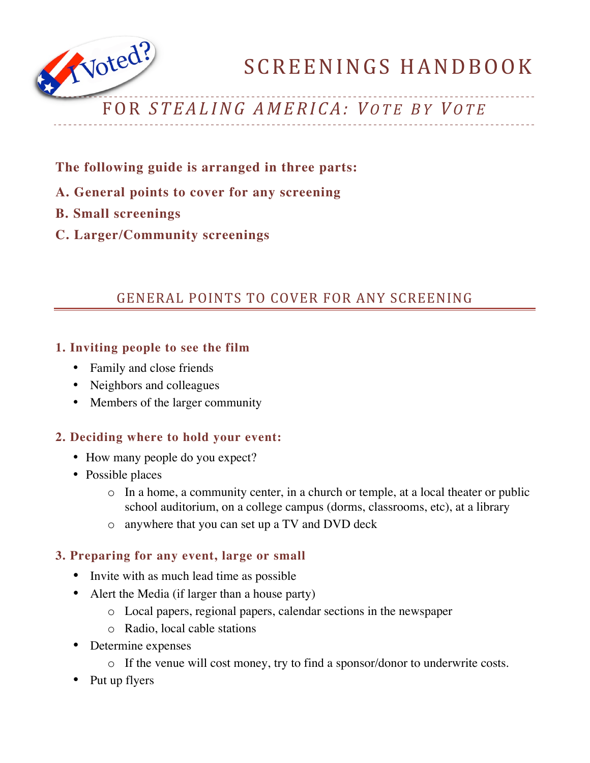# SCREENINGS HANDBOOK

## FOR *STEALING AMERICA: VOTE BY VOTE*

**The following guide is arranged in three parts:**

**A. General points to cover for any screening**

**B. Small screenings**

**C. Larger/Community screenings**

## GENERAL POINTS TO COVER FOR ANY SCREENING

### 1. Inviting people to see the film

- Family and close friends
- Neighbors and colleagues
- Members of the larger community

### 2. Deciding where to hold your event:

- How many people do you expect?
- Possible places
  - In a home, a community center, in a church or temple, at a local theater or public school auditorium, on a college campus (dorms, classrooms, etc), at a library
  - anywhere that you can set up a TV and DVD deck

### 3. Preparing for any event, large or small

- Invite with as much lead time as possible
- Alert the Media (if larger than a house party)
  - Local papers, regional papers, calendar sections in the newspaper
  - Radio, local cable stations
- Determine expenses
  - If the venue will cost money, try to find a sponsor/donor to underwrite costs.
- Put up flyers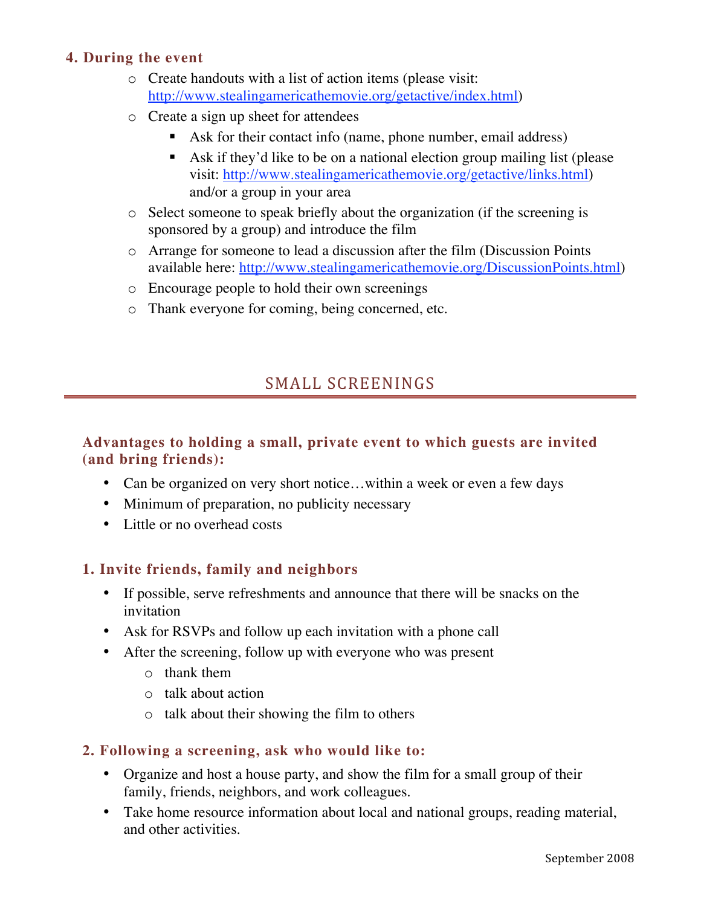### 4. During the event

- Create handouts with a list of action items (please visit: http://www.stealingamericathemovie.org/getactive/index.html)
- Create a sign up sheet for attendees
  - Ask for their contact info (name, phone number, email address)
  - Ask if they'd like to be on a national election group mailing list (please visit: http://www.stealingamericathemovie.org/getactive/links.html) and/or a group in your area
- Select someone to speak briefly about the organization (if the screening is sponsored by a group) and introduce the film
- Arrange for someone to lead a discussion after the film (Discussion Points available here: http://www.stealingamericathemovie.org/DiscussionPoints.html)
- Encourage people to hold their own screenings
- Thank everyone for coming, being concerned, etc.

## SMALL SCREENINGS

### Advantages to holding a small, private event to which guests are invited (and bring friends):

- Can be organized on very short notice…within a week or even a few days
- Minimum of preparation, no publicity necessary
- Little or no overhead costs

### 1. Invite friends, family and neighbors

- If possible, serve refreshments and announce that there will be snacks on the invitation
- Ask for RSVPs and follow up each invitation with a phone call
- After the screening, follow up with everyone who was present
  - thank them
  - talk about action
  - talk about their showing the film to others

### 2. Following a screening, ask who would like to:

- Organize and host a house party, and show the film for a small group of their family, friends, neighbors, and work colleagues.
- Take home resource information about local and national groups, reading material, and other activities.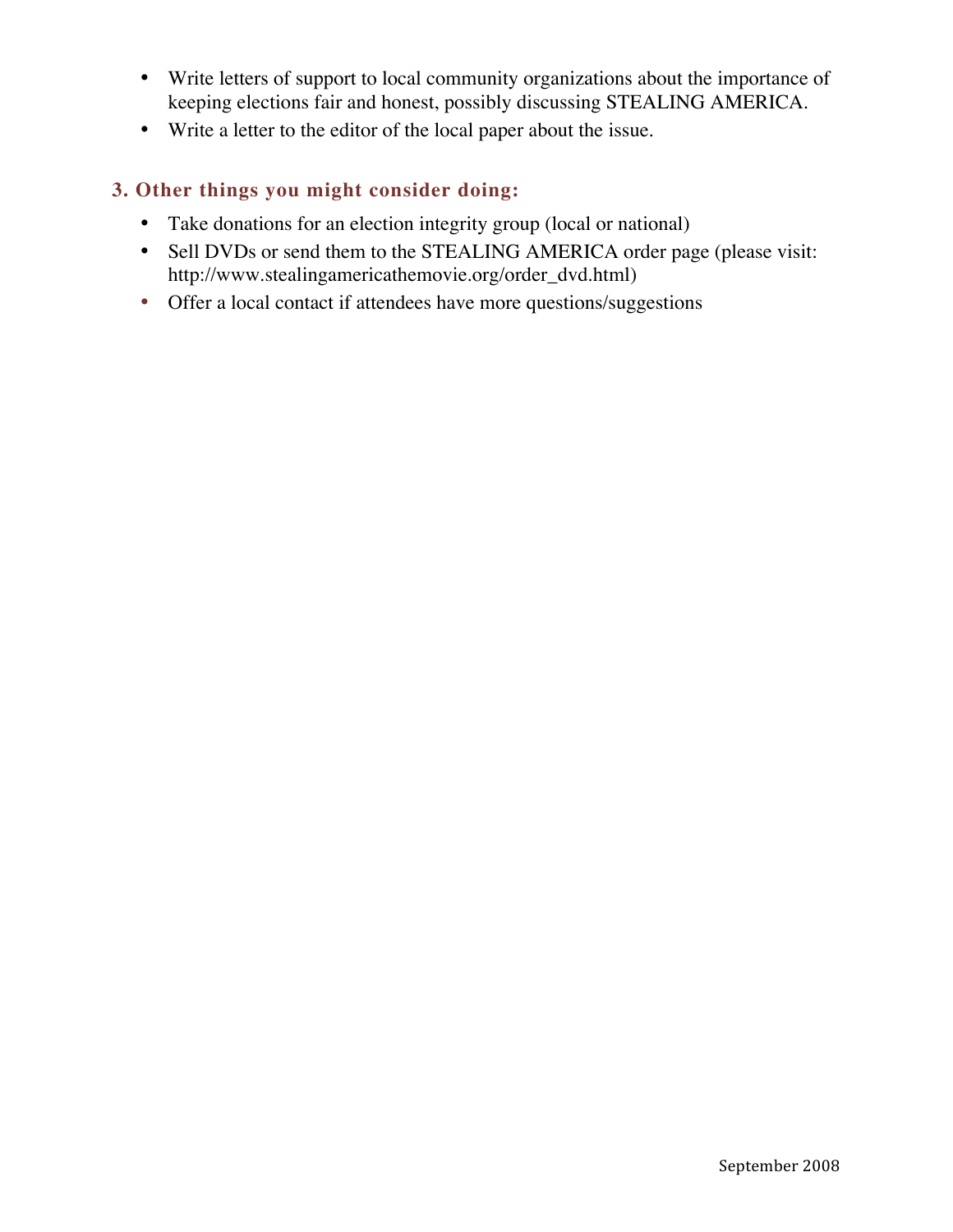- Write letters of support to local community organizations about the importance of keeping elections fair and honest, possibly discussing STEALING AMERICA.
- Write a letter to the editor of the local paper about the issue.

### 3. Other things you might consider doing:

- Take donations for an election integrity group (local or national)
- Sell DVDs or send them to the STEALING AMERICA order page (please visit: http://www.stealingamericathemovie.org/order_dvd.html)
- Offer a local contact if attendees have more questions/suggestions

September 2008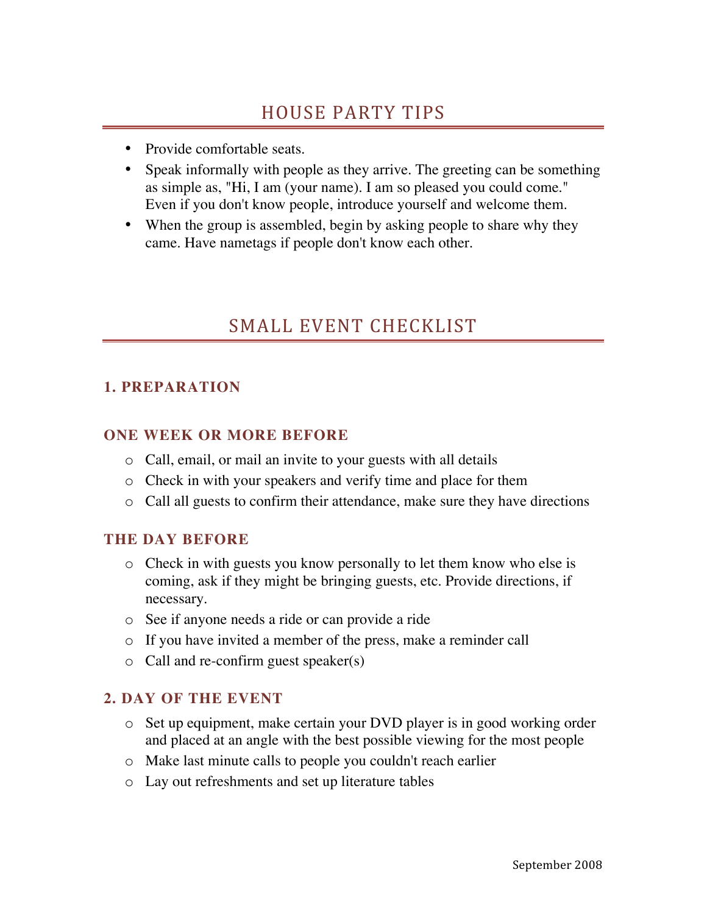# HOUSE PARTY TIPS

- Provide comfortable seats.
- Speak informally with people as they arrive. The greeting can be something as simple as, "Hi, I am (your name). I am so pleased you could come." Even if you don't know people, introduce yourself and welcome them.
- When the group is assembled, begin by asking people to share why they came. Have nametags if people don't know each other.

# SMALL EVENT CHECKLIST

## 1. PREPARATION

### ONE WEEK OR MORE BEFORE

- Call, email, or mail an invite to your guests with all details
- Check in with your speakers and verify time and place for them
- Call all guests to confirm their attendance, make sure they have directions

### THE DAY BEFORE

- Check in with guests you know personally to let them know who else is coming, ask if they might be bringing guests, etc. Provide directions, if necessary.
- See if anyone needs a ride or can provide a ride
- If you have invited a member of the press, make a reminder call
- Call and re-confirm guest speaker(s)

## 2. DAY OF THE EVENT

- Set up equipment, make certain your DVD player is in good working order and placed at an angle with the best possible viewing for the most people
- Make last minute calls to people you couldn't reach earlier
- Lay out refreshments and set up literature tables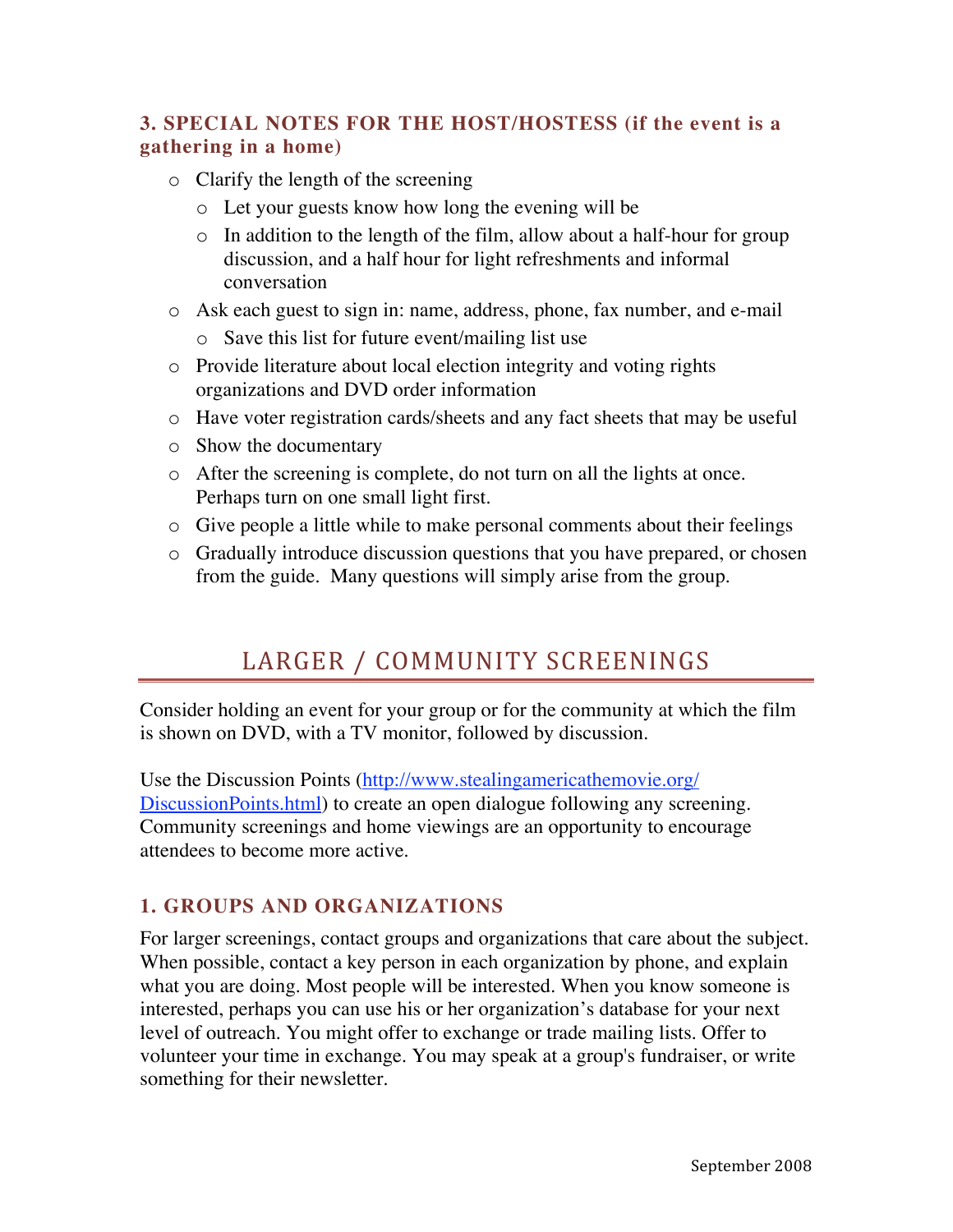### 3. SPECIAL NOTES FOR THE HOST/HOSTESS (if the event is a gathering in a home)

- Clarify the length of the screening
  - Let your guests know how long the evening will be
  - In addition to the length of the film, allow about a half-hour for group discussion, and a half hour for light refreshments and informal conversation
- Ask each guest to sign in: name, address, phone, fax number, and e-mail
  - Save this list for future event/mailing list use
- Provide literature about local election integrity and voting rights organizations and DVD order information
- Have voter registration cards/sheets and any fact sheets that may be useful
- Show the documentary
- After the screening is complete, do not turn on all the lights at once. Perhaps turn on one small light first.
- Give people a little while to make personal comments about their feelings
- Gradually introduce discussion questions that you have prepared, or chosen from the guide. Many questions will simply arise from the group.

## LARGER / COMMUNITY SCREENINGS

Consider holding an event for your group or for the community at which the film is shown on DVD, with a TV monitor, followed by discussion.

Use the Discussion Points (http://www.stealingamericathemovie.org/DiscussionPoints.html) to create an open dialogue following any screening. Community screenings and home viewings are an opportunity to encourage attendees to become more active.

### 1. GROUPS AND ORGANIZATIONS

For larger screenings, contact groups and organizations that care about the subject. When possible, contact a key person in each organization by phone, and explain what you are doing. Most people will be interested. When you know someone is interested, perhaps you can use his or her organization's database for your next level of outreach. You might offer to exchange or trade mailing lists. Offer to volunteer your time in exchange. You may speak at a group's fundraiser, or write something for their newsletter.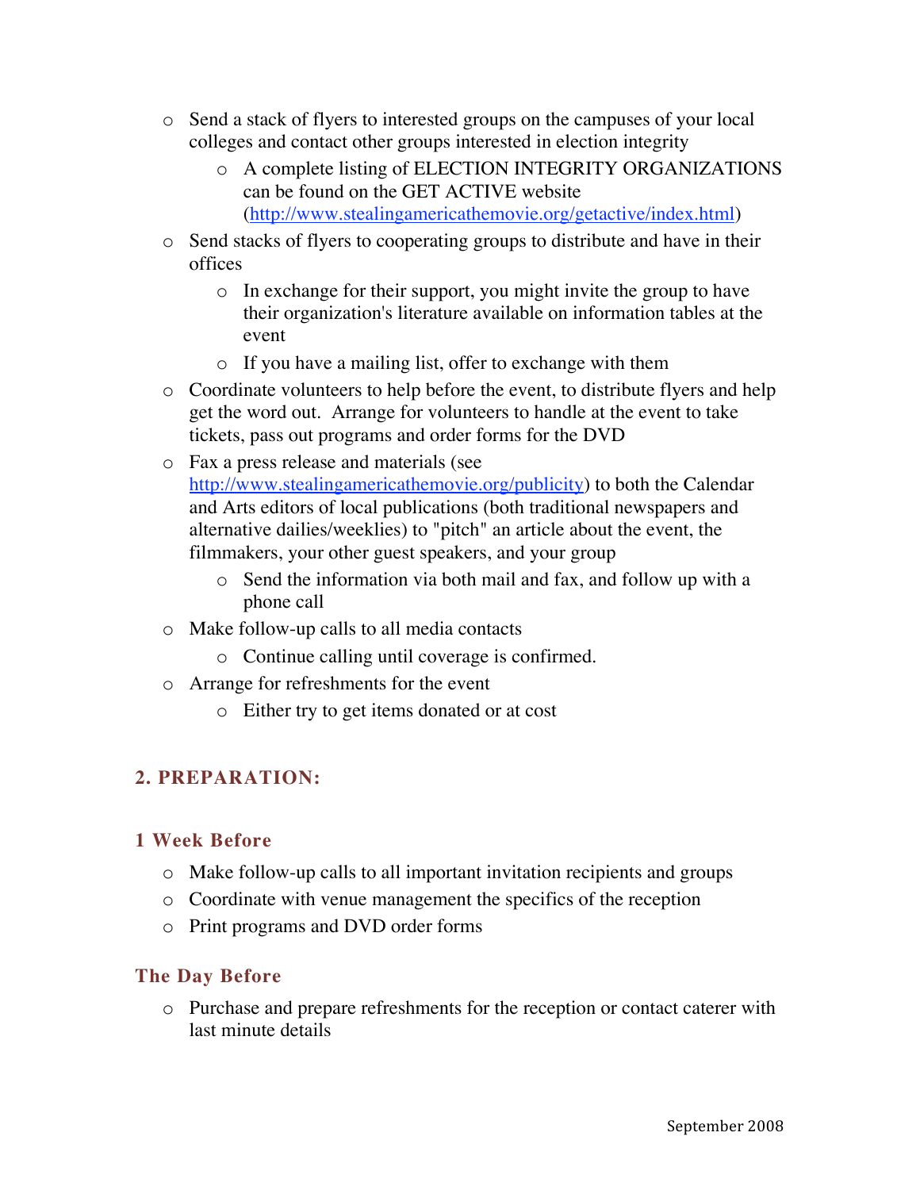- Send a stack of flyers to interested groups on the campuses of your local colleges and contact other groups interested in election integrity
    - A complete listing of ELECTION INTEGRITY ORGANIZATIONS can be found on the GET ACTIVE website (http://www.stealingamericathemovie.org/getactive/index.html)
- Send stacks of flyers to cooperating groups to distribute and have in their offices
    - In exchange for their support, you might invite the group to have their organization's literature available on information tables at the event
    - If you have a mailing list, offer to exchange with them
- Coordinate volunteers to help before the event, to distribute flyers and help get the word out. Arrange for volunteers to handle at the event to take tickets, pass out programs and order forms for the DVD
- Fax a press release and materials (see http://www.stealingamericathemovie.org/publicity) to both the Calendar and Arts editors of local publications (both traditional newspapers and alternative dailies/weeklies) to "pitch" an article about the event, the filmmakers, your other guest speakers, and your group
    - Send the information via both mail and fax, and follow up with a phone call
- Make follow-up calls to all media contacts
    - Continue calling until coverage is confirmed.
- Arrange for refreshments for the event
    - Either try to get items donated or at cost

## 2. PREPARATION:

### 1 Week Before

- Make follow-up calls to all important invitation recipients and groups
- Coordinate with venue management the specifics of the reception
- Print programs and DVD order forms

### The Day Before

- Purchase and prepare refreshments for the reception or contact caterer with last minute details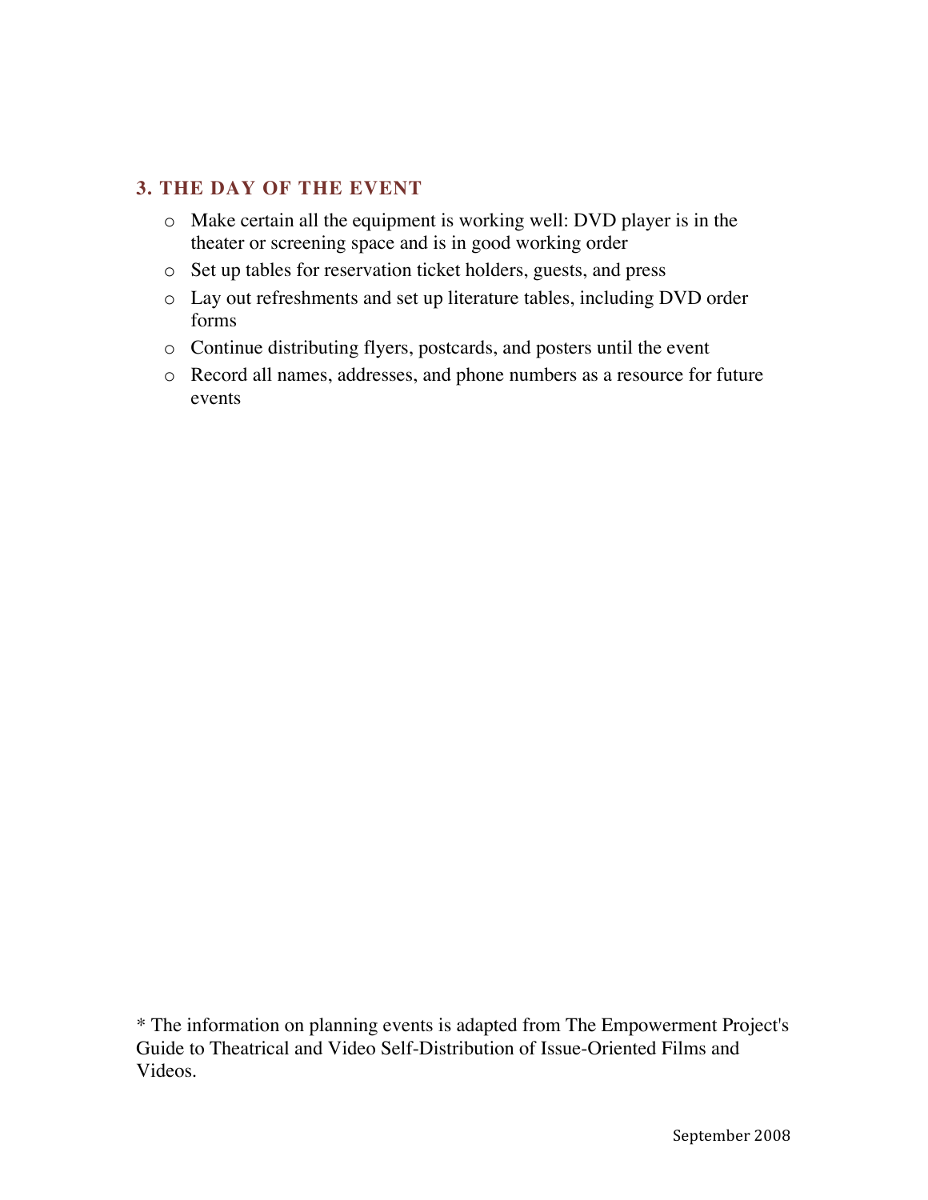### 3. THE DAY OF THE EVENT

- Make certain all the equipment is working well: DVD player is in the theater or screening space and is in good working order
- Set up tables for reservation ticket holders, guests, and press
- Lay out refreshments and set up literature tables, including DVD order forms
- Continue distributing flyers, postcards, and posters until the event
- Record all names, addresses, and phone numbers as a resource for future events

* The information on planning events is adapted from The Empowerment Project's Guide to Theatrical and Video Self-Distribution of Issue-Oriented Films and Videos.

September 2008